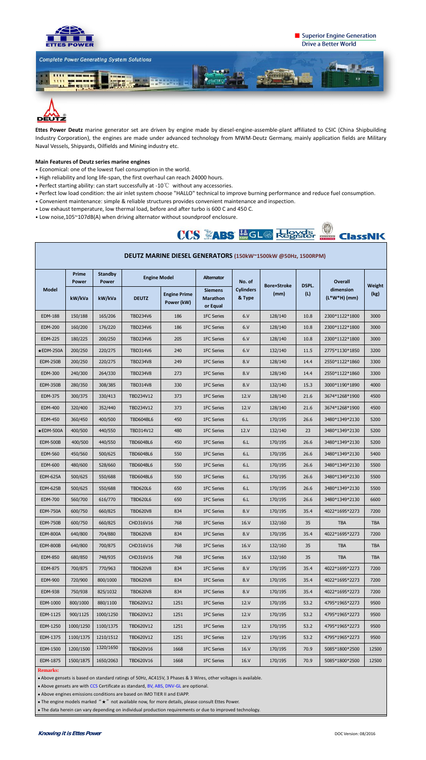Superior Engine Generation
Drive a Better World

Complete Power Generating System Solutions

**Ettes Power Deutz** marine generator set are driven by engine made by diesel-engine-assemble-plant affiliated to CSIC (China Shipbuilding Industry Corporation), the engines are made under advanced technology from MWM-Deutz Germany, mainly application fields are Military Naval Vessels, Shipyards, Oilfields and Mining industry etc.

### Main Features of Deutz series marine engines

- Economical: one of the lowest fuel consumption in the world.
- High reliability and long life-span, the first overhaul can reach 24000 hours.
- Perfect starting ability: can start successfully at -10℃ without any accessories.
- Perfect low load condition: the air inlet system choose "HALLO" technical to improve burning performance and reduce fuel consumption.
- Convenient maintenance: simple & reliable structures provides convenient maintenance and inspection.
- Low exhaust temperature, low thermal load, before and after turbo is 600 C and 450 C.
- Low noise,105~107dB(A) when driving alternator without soundproof enclosure.

CCS ABS GL Lloyd's Register ClassNK

## DEUTZ MARINE DIESEL GENERATORS (150kW~1500kW @50Hz, 1500RPM)

| Model | Prime Power | Standby Power | Engine Model | | Alternator | No. of Cylinders & Type | Bore×Stroke (mm) | DSPL. (L) | Overall dimension (L*W*H) (mm) | Weight (kg) |
|---|---|---|---|---|---|---|---|---|---|---|
| | kW/kVa | kW/kVa | DEUTZ | Engine Prime Power (kW) | Siemens Marathon or Equal | | | | | |
| EDM-188 | 150/188 | 165/206 | TBD234V6 | 186 | 1FC Series | 6.V | 128/140 | 10.8 | 2300*1122*1800 | 3000 |
| EDM-200 | 160/200 | 176/220 | TBD234V6 | 186 | 1FC Series | 6.V | 128/140 | 10.8 | 2300*1122*1800 | 3000 |
| EDM-225 | 180/225 | 200/250 | TBD234V6 | 205 | 1FC Series | 6.V | 128/140 | 10.8 | 2300*1122*1800 | 3000 |
| ★EDM-250A | 200/250 | 220/275 | TBD314V6 | 240 | 1FC Series | 6.V | 132/140 | 11.5 | 2775*1130*1850 | 3200 |
| EDM-250B | 200/250 | 220/275 | TBD234V8 | 249 | 1FC Series | 8.V | 128/140 | 14.4 | 2550*1122*1860 | 3300 |
| EDM-300 | 240/300 | 264/330 | TBD234V8 | 273 | 1FC Series | 8.V | 128/140 | 14.4 | 2550*1122*1860 | 3300 |
| EDM-350B | 280/350 | 308/385 | TBD314V8 | 330 | 1FC Series | 8.V | 132/140 | 15.3 | 3000*1190*1890 | 4000 |
| EDM-375 | 300/375 | 330/413 | TBD234V12 | 373 | 1FC Series | 12.V | 128/140 | 21.6 | 3674*1268*1900 | 4500 |
| EDM-400 | 320/400 | 352/440 | TBD234V12 | 373 | 1FC Series | 12.V | 128/140 | 21.6 | 3674*1268*1900 | 4500 |
| EDM-450 | 360/450 | 400/500 | TBD604BL6 | 450 | 1FC Series | 6.L | 170/195 | 26.6 | 3480*1349*2130 | 5200 |
| ★EDM-500A | 400/500 | 440/550 | TBD314V12 | 480 | 1FC Series | 12.V | 132/140 | 23 | 3480*1349*2130 | 5200 |
| EDM-500B | 400/500 | 440/550 | TBD604BL6 | 450 | 1FC Series | 6.L | 170/195 | 26.6 | 3480*1349*2130 | 5200 |
| EDM-560 | 450/560 | 500/625 | TBD604BL6 | 550 | 1FC Series | 6.L | 170/195 | 26.6 | 3480*1349*2130 | 5400 |
| EDM-600 | 480/600 | 528/660 | TBD604BL6 | 550 | 1FC Series | 6.L | 170/195 | 26.6 | 3480*1349*2130 | 5500 |
| EDM-625A | 500/625 | 550/688 | TBD604BL6 | 550 | 1FC Series | 6.L | 170/195 | 26.6 | 3480*1349*2130 | 5500 |
| EDM-625B | 500/625 | 550/688 | TBD620L6 | 650 | 1FC Series | 6.L | 170/195 | 26.6 | 3480*1349*2130 | 5500 |
| EDM-700 | 560/700 | 616/770 | TBD620L6 | 650 | 1FC Series | 6.L | 170/195 | 26.6 | 3480*1349*2130 | 6600 |
| EDM-750A | 600/750 | 660/825 | TBD620V8 | 834 | 1FC Series | 8.V | 170/195 | 35.4 | 4022*1695*2273 | 7200 |
| EDM-750B | 600/750 | 660/825 | CHD316V16 | 768 | 1FC Series | 16.V | 132/160 | 35 | TBA | TBA |
| EDM-800A | 640/800 | 704/880 | TBD620V8 | 834 | 1FC Series | 8.V | 170/195 | 35.4 | 4022*1695*2273 | 7200 |
| EDM-800B | 640/800 | 700/875 | CHD316V16 | 768 | 1FC Series | 16.V | 132/160 | 35 | TBA | TBA |
| EDM-850 | 680/850 | 748/935 | CHD316V16 | 768 | 1FC Series | 16.V | 132/160 | 35 | TBA | TBA |
| EDM-875 | 700/875 | 770/963 | TBD620V8 | 834 | 1FC Series | 8.V | 170/195 | 35.4 | 4022*1695*2273 | 7200 |
| EDM-900 | 720/900 | 800/1000 | TBD620V8 | 834 | 1FC Series | 8.V | 170/195 | 35.4 | 4022*1695*2273 | 7200 |
| EDM-938 | 750/938 | 825/1032 | TBD620V8 | 834 | 1FC Series | 8.V | 170/195 | 35.4 | 4022*1695*2273 | 7200 |
| EDM-1000 | 800/1000 | 880/1100 | TBD620V12 | 1251 | 1FC Series | 12.V | 170/195 | 53.2 | 4795*1965*2273 | 9500 |
| EDM-1125 | 900/1125 | 1000/1250 | TBD620V12 | 1251 | 1FC Series | 12.V | 170/195 | 53.2 | 4795*1965*2273 | 9500 |
| EDM-1250 | 1000/1250 | 1100/1375 | TBD620V12 | 1251 | 1FC Series | 12.V | 170/195 | 53.2 | 4795*1965*2273 | 9500 |
| EDM-1375 | 1100/1375 | 1210/1512 | TBD620V12 | 1251 | 1FC Series | 12.V | 170/195 | 53.2 | 4795*1965*2273 | 9500 |
| EDM-1500 | 1200/1500 | 1320/1650 | TBD620V16 | 1668 | 1FC Series | 16.V | 170/195 | 70.9 | 5085*1800*2500 | 12500 |
| EDM-1875 | 1500/1875 | 1650/2063 | TBD620V16 | 1668 | 1FC Series | 16.V | 170/195 | 70.9 | 5085*1800*2500 | 12500 |

**Remarks:**

- Above gensets is based on standard ratings of 50Hz, AC415V, 3 Phases & 3 Wires, other voltages is available.
- Above gensets are with CCS Certificate as standard, BV, ABS, DNV-GL are optional.
- Above engines emissions conditions are based on IMO TIER II and EIAPP.
- The engine models marked "★" not available now, for more details, please consult Ettes Power.
- The data herein can vary depending on individual production requirements or due to improved technology.

*Knowing it is Ettes Power*

DOC Version: 08/2016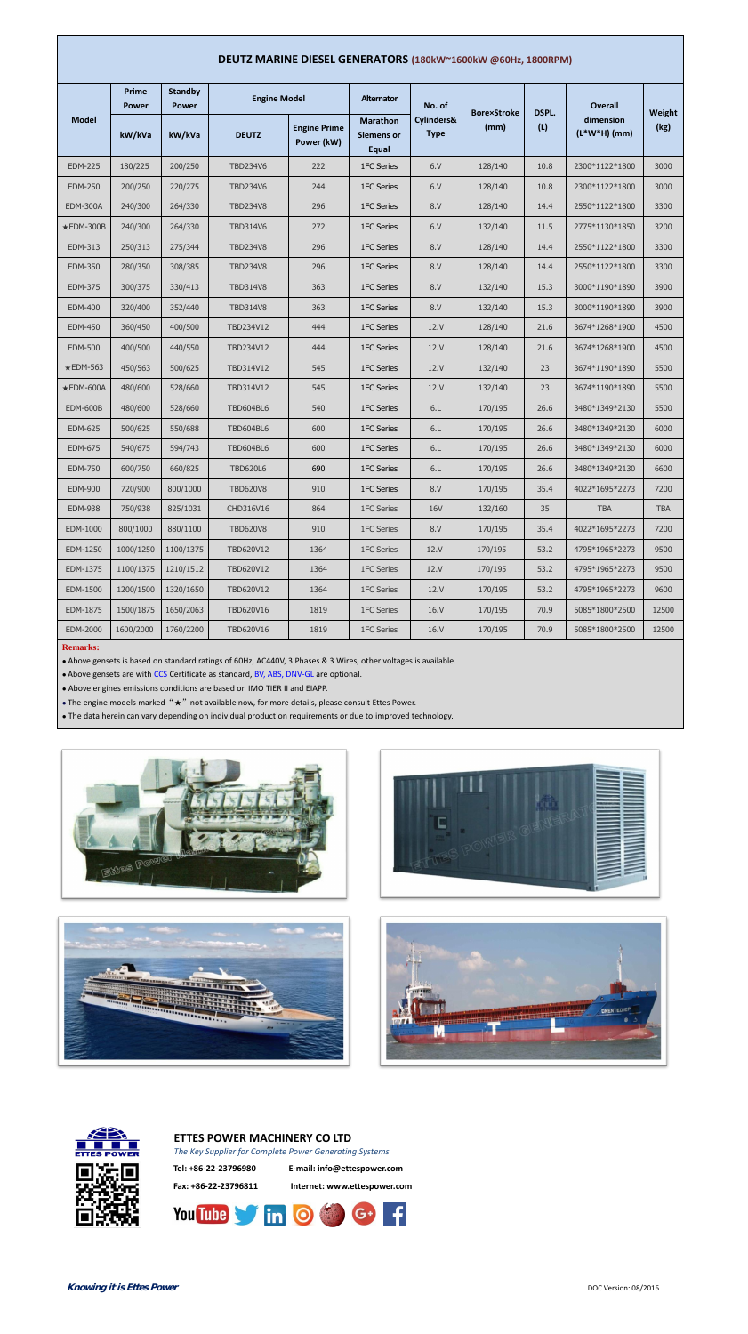## DEUTZ MARINE DIESEL GENERATORS (180kW~1600kW @60Hz, 1800RPM)

| Model | Prime Power | Standby Power | Engine Model | | Alternator | No. of | Bore×Stroke | DSPL. | Overall | Weight |
|---|---|---|---|---|---|---|---|---|---|---|
| | kW/kVa | kW/kVa | DEUTZ | Engine Prime Power (kW) | Marathon Siemens or Equal | Cylinders& Type | (mm) | (L) | dimension (L*W*H) (mm) | (kg) |
| EDM-225 | 180/225 | 200/250 | TBD234V6 | 222 | 1FC Series | 6.V | 128/140 | 10.8 | 2300*1122*1800 | 3000 |
| EDM-250 | 200/250 | 220/275 | TBD234V6 | 244 | 1FC Series | 6.V | 128/140 | 10.8 | 2300*1122*1800 | 3000 |
| EDM-300A | 240/300 | 264/330 | TBD234V8 | 296 | 1FC Series | 8.V | 128/140 | 14.4 | 2550*1122*1800 | 3300 |
| ★EDM-300B | 240/300 | 264/330 | TBD314V6 | 272 | 1FC Series | 6.V | 132/140 | 11.5 | 2775*1130*1850 | 3200 |
| EDM-313 | 250/313 | 275/344 | TBD234V8 | 296 | 1FC Series | 8.V | 128/140 | 14.4 | 2550*1122*1800 | 3300 |
| EDM-350 | 280/350 | 308/385 | TBD234V8 | 296 | 1FC Series | 8.V | 128/140 | 14.4 | 2550*1122*1800 | 3300 |
| EDM-375 | 300/375 | 330/413 | TBD314V8 | 363 | 1FC Series | 8.V | 132/140 | 15.3 | 3000*1190*1890 | 3900 |
| EDM-400 | 320/400 | 352/440 | TBD314V8 | 363 | 1FC Series | 8.V | 132/140 | 15.3 | 3000*1190*1890 | 3900 |
| EDM-450 | 360/450 | 400/500 | TBD234V12 | 444 | 1FC Series | 12.V | 128/140 | 21.6 | 3674*1268*1900 | 4500 |
| EDM-500 | 400/500 | 440/550 | TBD234V12 | 444 | 1FC Series | 12.V | 128/140 | 21.6 | 3674*1268*1900 | 4500 |
| ★EDM-563 | 450/563 | 500/625 | TBD314V12 | 545 | 1FC Series | 12.V | 132/140 | 23 | 3674*1190*1890 | 5500 |
| ★EDM-600A | 480/600 | 528/660 | TBD314V12 | 545 | 1FC Series | 12.V | 132/140 | 23 | 3674*1190*1890 | 5500 |
| EDM-600B | 480/600 | 528/660 | TBD604BL6 | 540 | 1FC Series | 6.L | 170/195 | 26.6 | 3480*1349*2130 | 5500 |
| EDM-625 | 500/625 | 550/688 | TBD604BL6 | 600 | 1FC Series | 6.L | 170/195 | 26.6 | 3480*1349*2130 | 6000 |
| EDM-675 | 540/675 | 594/743 | TBD604BL6 | 600 | 1FC Series | 6.L | 170/195 | 26.6 | 3480*1349*2130 | 6000 |
| EDM-750 | 600/750 | 660/825 | TBD620L6 | 690 | 1FC Series | 6.L | 170/195 | 26.6 | 3480*1349*2130 | 6600 |
| EDM-900 | 720/900 | 800/1000 | TBD620V8 | 910 | 1FC Series | 8.V | 170/195 | 35.4 | 4022*1695*2273 | 7200 |
| EDM-938 | 750/938 | 825/1031 | CHD316V16 | 864 | 1FC Series | 16V | 132/160 | 35 | TBA | TBA |
| EDM-1000 | 800/1000 | 880/1100 | TBD620V8 | 910 | 1FC Series | 8.V | 170/195 | 35.4 | 4022*1695*2273 | 7200 |
| EDM-1250 | 1000/1250 | 1100/1375 | TBD620V12 | 1364 | 1FC Series | 12.V | 170/195 | 53.2 | 4795*1965*2273 | 9500 |
| EDM-1375 | 1100/1375 | 1210/1512 | TBD620V12 | 1364 | 1FC Series | 12.V | 170/195 | 53.2 | 4795*1965*2273 | 9500 |
| EDM-1500 | 1200/1500 | 1320/1650 | TBD620V12 | 1364 | 1FC Series | 12.V | 170/195 | 53.2 | 4795*1965*2273 | 9600 |
| EDM-1875 | 1500/1875 | 1650/2063 | TBD620V16 | 1819 | 1FC Series | 16.V | 170/195 | 70.9 | 5085*1800*2500 | 12500 |
| EDM-2000 | 1600/2000 | 1760/2200 | TBD620V16 | 1819 | 1FC Series | 16.V | 170/195 | 70.9 | 5085*1800*2500 | 12500 |

**Remarks:**

- Above gensets is based on standard ratings of 60Hz, AC440V, 3 Phases & 3 Wires, other voltages is available.
- Above gensets are with CCS Certificate as standard, BV, ABS, DNV-GL are optional.
- Above engines emissions conditions are based on IMO TIER II and EIAPP.
- The engine models marked "★" not available now, for more details, please consult Ettes Power.
- The data herein can vary depending on individual production requirements or due to improved technology.

**ETTES POWER MACHINERY CO LTD**

*The Key Supplier for Complete Power Generating Systems*

**Tel: +86-22-23796980** **E-mail: info@ettespower.com**

**Fax: +86-22-23796811** **Internet: www.ettespower.com**

***Knowing it is Ettes Power***

DOC Version: 08/2016